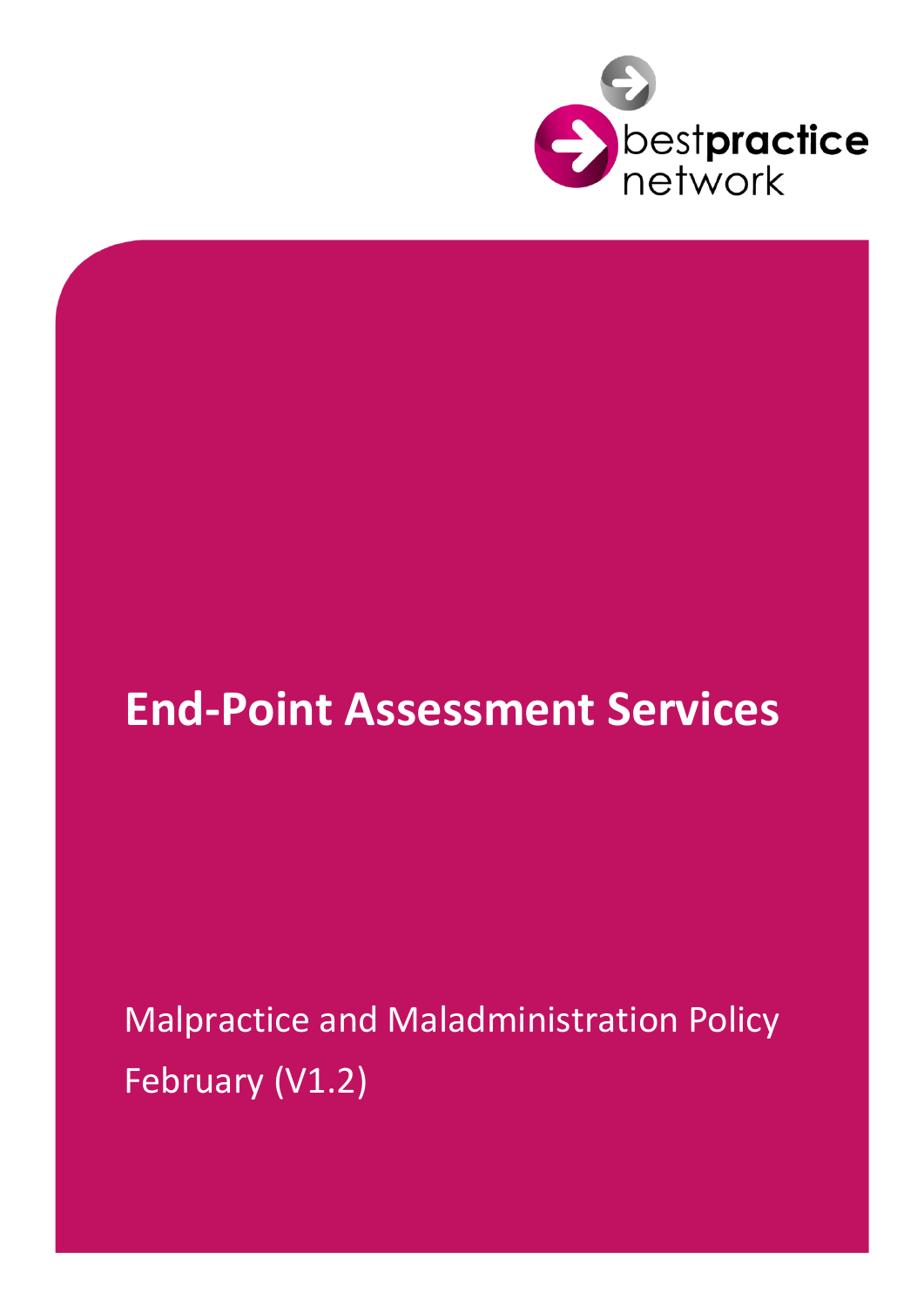bestpractice network

# End-Point Assessment Services

Malpractice and Maladministration Policy

February (V1.2)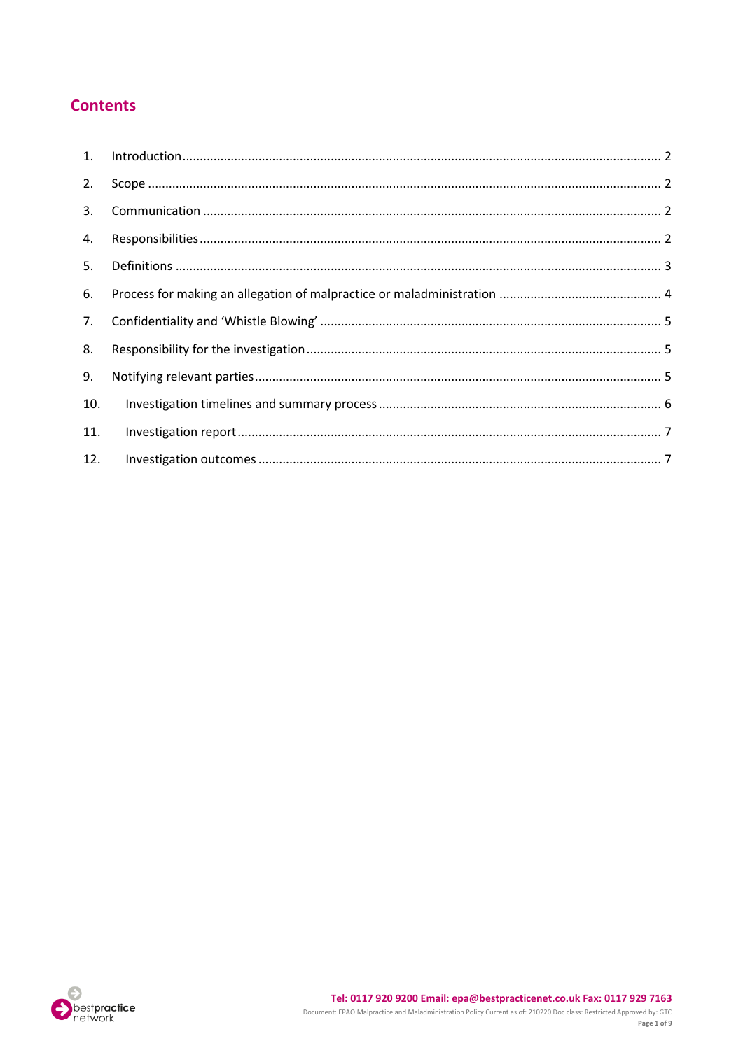## Contents

1. Introduction ........................................................................ 2
2. Scope ........................................................................ 2
3. Communication ........................................................................ 2
4. Responsibilities ........................................................................ 2
5. Definitions ........................................................................ 3
6. Process for making an allegation of malpractice or maladministration ........................................................................ 4
7. Confidentiality and 'Whistle Blowing' ........................................................................ 5
8. Responsibility for the investigation ........................................................................ 5
9. Notifying relevant parties ........................................................................ 5
10. Investigation timelines and summary process ........................................................................ 6
11. Investigation report ........................................................................ 7
12. Investigation outcomes ........................................................................ 7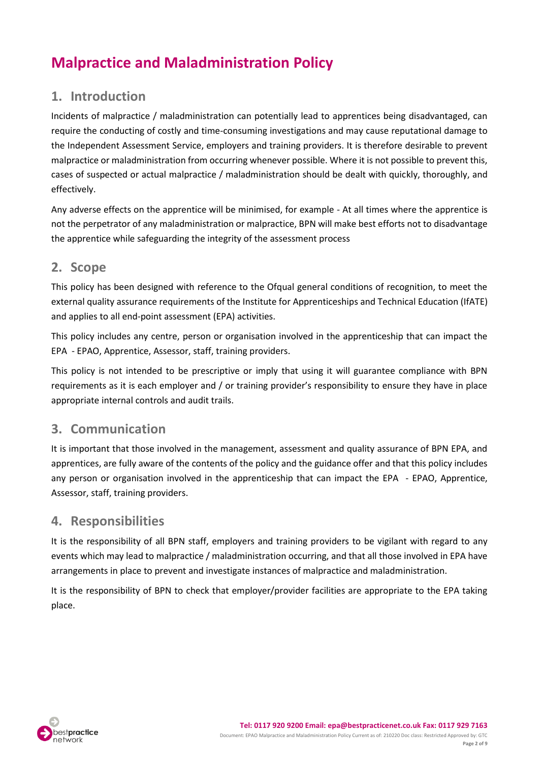# Malpractice and Maladministration Policy

## 1. Introduction

Incidents of malpractice / maladministration can potentially lead to apprentices being disadvantaged, can require the conducting of costly and time-consuming investigations and may cause reputational damage to the Independent Assessment Service, employers and training providers. It is therefore desirable to prevent malpractice or maladministration from occurring whenever possible. Where it is not possible to prevent this, cases of suspected or actual malpractice / maladministration should be dealt with quickly, thoroughly, and effectively.

Any adverse effects on the apprentice will be minimised, for example - At all times where the apprentice is not the perpetrator of any maladministration or malpractice, BPN will make best efforts not to disadvantage the apprentice while safeguarding the integrity of the assessment process

## 2. Scope

This policy has been designed with reference to the Ofqual general conditions of recognition, to meet the external quality assurance requirements of the Institute for Apprenticeships and Technical Education (IfATE) and applies to all end-point assessment (EPA) activities.

This policy includes any centre, person or organisation involved in the apprenticeship that can impact the EPA - EPAO, Apprentice, Assessor, staff, training providers.

This policy is not intended to be prescriptive or imply that using it will guarantee compliance with BPN requirements as it is each employer and / or training provider's responsibility to ensure they have in place appropriate internal controls and audit trails.

## 3. Communication

It is important that those involved in the management, assessment and quality assurance of BPN EPA, and apprentices, are fully aware of the contents of the policy and the guidance offer and that this policy includes any person or organisation involved in the apprenticeship that can impact the EPA - EPAO, Apprentice, Assessor, staff, training providers.

## 4. Responsibilities

It is the responsibility of all BPN staff, employers and training providers to be vigilant with regard to any events which may lead to malpractice / maladministration occurring, and that all those involved in EPA have arrangements in place to prevent and investigate instances of malpractice and maladministration.

It is the responsibility of BPN to check that employer/provider facilities are appropriate to the EPA taking place.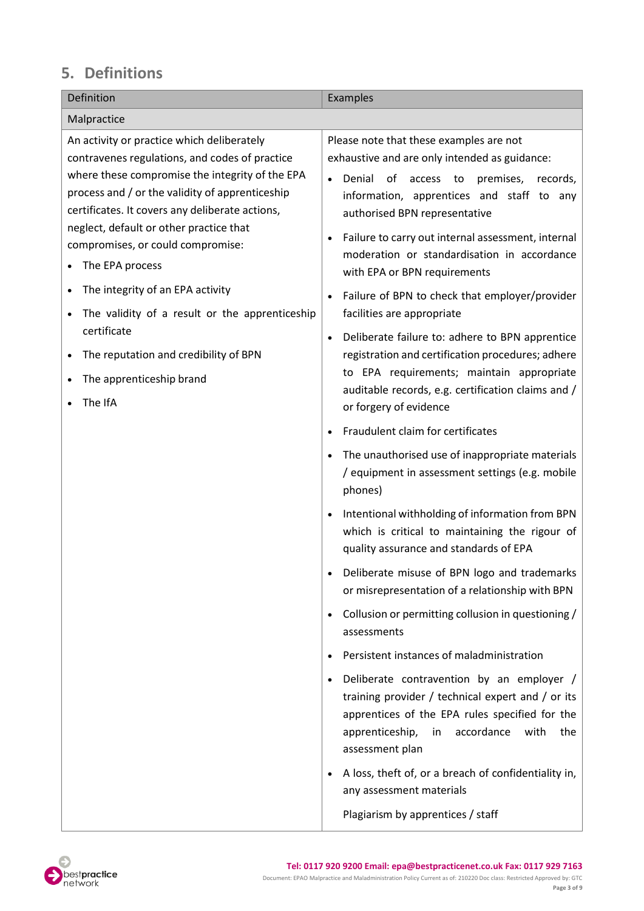## 5. Definitions

| Definition | Examples |
|---|---|
| Malpractice | |
| An activity or practice which deliberately contravenes regulations, and codes of practice where these compromise the integrity of the EPA process and / or the validity of apprenticeship certificates. It covers any deliberate actions, neglect, default or other practice that compromises, or could compromise:<br>• The EPA process<br>• The integrity of an EPA activity<br>• The validity of a result or the apprenticeship certificate<br>• The reputation and credibility of BPN<br>• The apprenticeship brand<br>• The IfA | Please note that these examples are not exhaustive and are only intended as guidance:<br>• Denial of access to premises, records, information, apprentices and staff to any authorised BPN representative<br>• Failure to carry out internal assessment, internal moderation or standardisation in accordance with EPA or BPN requirements<br>• Failure of BPN to check that employer/provider facilities are appropriate<br>• Deliberate failure to: adhere to BPN apprentice registration and certification procedures; adhere to EPA requirements; maintain appropriate auditable records, e.g. certification claims and / or forgery of evidence<br>• Fraudulent claim for certificates<br>• The unauthorised use of inappropriate materials / equipment in assessment settings (e.g. mobile phones)<br>• Intentional withholding of information from BPN which is critical to maintaining the rigour of quality assurance and standards of EPA<br>• Deliberate misuse of BPN logo and trademarks or misrepresentation of a relationship with BPN<br>• Collusion or permitting collusion in questioning / assessments<br>• Persistent instances of maladministration<br>• Deliberate contravention by an employer / training provider / technical expert and / or its apprentices of the EPA rules specified for the apprenticeship, in accordance with the assessment plan<br>• A loss, theft of, or a breach of confidentiality in, any assessment materials<br>Plagiarism by apprentices / staff |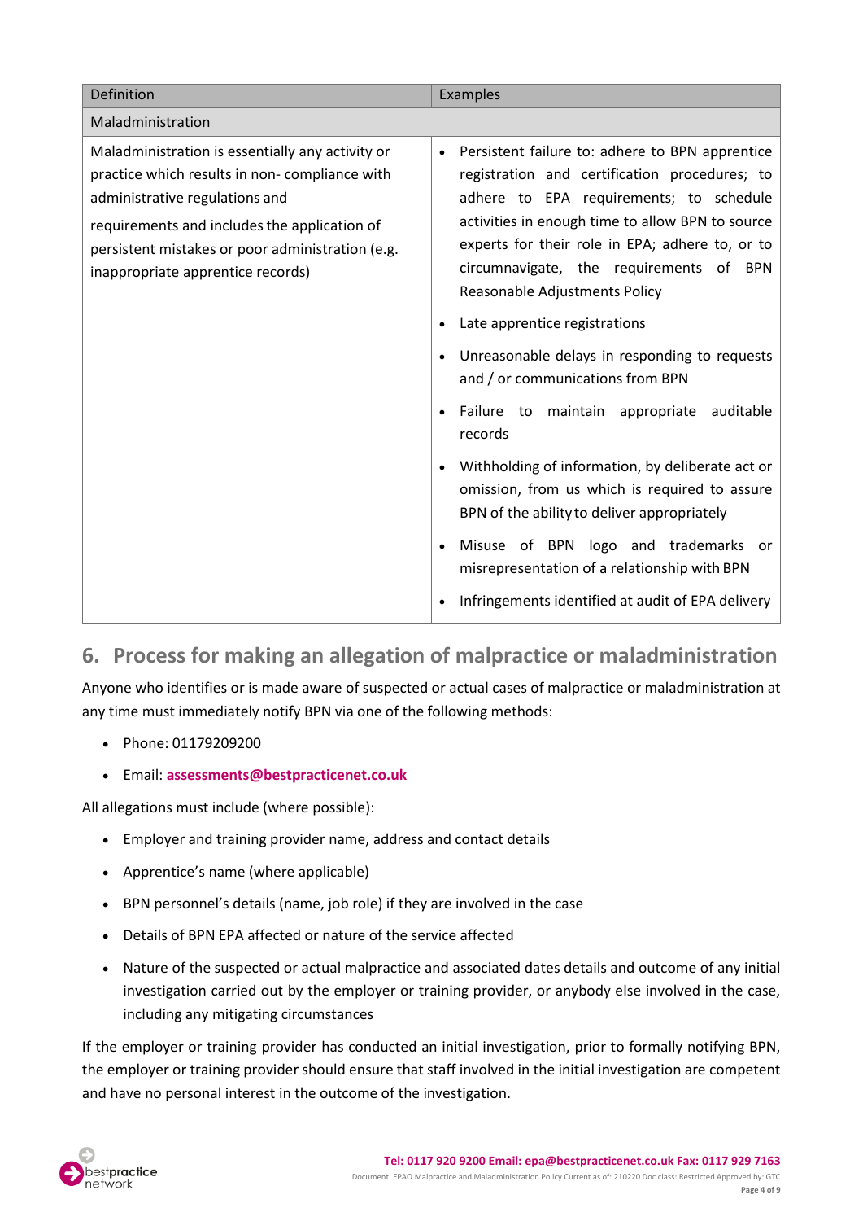| Definition | Examples |
| --- | --- |
| Maladministration | |
| Maladministration is essentially any activity or practice which results in non- compliance with administrative regulations and requirements and includes the application of persistent mistakes or poor administration (e.g. inappropriate apprentice records) | • Persistent failure to: adhere to BPN apprentice registration and certification procedures; to adhere to EPA requirements; to schedule activities in enough time to allow BPN to source experts for their role in EPA; adhere to, or to circumnavigate, the requirements of BPN Reasonable Adjustments Policy<br>• Late apprentice registrations<br>• Unreasonable delays in responding to requests and / or communications from BPN<br>• Failure to maintain appropriate auditable records<br>• Withholding of information, by deliberate act or omission, from us which is required to assure BPN of the ability to deliver appropriately<br>• Misuse of BPN logo and trademarks or misrepresentation of a relationship with BPN<br>• Infringements identified at audit of EPA delivery |

## 6. Process for making an allegation of malpractice or maladministration

Anyone who identifies or is made aware of suspected or actual cases of malpractice or maladministration at any time must immediately notify BPN via one of the following methods:

- Phone: 01179209200
- Email: **assessments@bestpracticenet.co.uk**

All allegations must include (where possible):

- Employer and training provider name, address and contact details
- Apprentice's name (where applicable)
- BPN personnel's details (name, job role) if they are involved in the case
- Details of BPN EPA affected or nature of the service affected
- Nature of the suspected or actual malpractice and associated dates details and outcome of any initial investigation carried out by the employer or training provider, or anybody else involved in the case, including any mitigating circumstances

If the employer or training provider has conducted an initial investigation, prior to formally notifying BPN, the employer or training provider should ensure that staff involved in the initial investigation are competent and have no personal interest in the outcome of the investigation.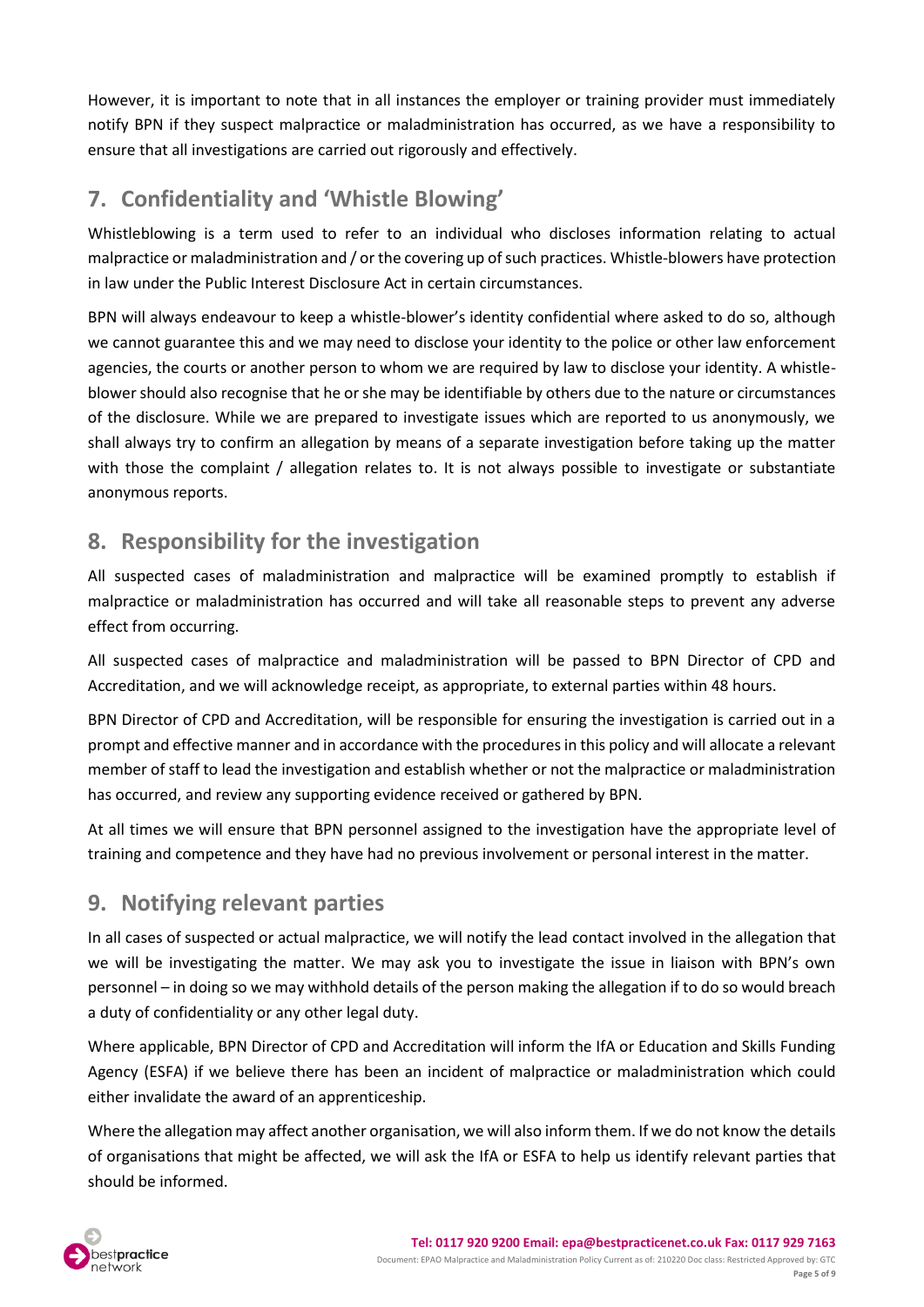However, it is important to note that in all instances the employer or training provider must immediately notify BPN if they suspect malpractice or maladministration has occurred, as we have a responsibility to ensure that all investigations are carried out rigorously and effectively.

## 7. Confidentiality and 'Whistle Blowing'

Whistleblowing is a term used to refer to an individual who discloses information relating to actual malpractice or maladministration and / or the covering up of such practices. Whistle-blowers have protection in law under the Public Interest Disclosure Act in certain circumstances.

BPN will always endeavour to keep a whistle-blower's identity confidential where asked to do so, although we cannot guarantee this and we may need to disclose your identity to the police or other law enforcement agencies, the courts or another person to whom we are required by law to disclose your identity. A whistle-blower should also recognise that he or she may be identifiable by others due to the nature or circumstances of the disclosure. While we are prepared to investigate issues which are reported to us anonymously, we shall always try to confirm an allegation by means of a separate investigation before taking up the matter with those the complaint / allegation relates to. It is not always possible to investigate or substantiate anonymous reports.

## 8. Responsibility for the investigation

All suspected cases of maladministration and malpractice will be examined promptly to establish if malpractice or maladministration has occurred and will take all reasonable steps to prevent any adverse effect from occurring.

All suspected cases of malpractice and maladministration will be passed to BPN Director of CPD and Accreditation, and we will acknowledge receipt, as appropriate, to external parties within 48 hours.

BPN Director of CPD and Accreditation, will be responsible for ensuring the investigation is carried out in a prompt and effective manner and in accordance with the procedures in this policy and will allocate a relevant member of staff to lead the investigation and establish whether or not the malpractice or maladministration has occurred, and review any supporting evidence received or gathered by BPN.

At all times we will ensure that BPN personnel assigned to the investigation have the appropriate level of training and competence and they have had no previous involvement or personal interest in the matter.

## 9. Notifying relevant parties

In all cases of suspected or actual malpractice, we will notify the lead contact involved in the allegation that we will be investigating the matter. We may ask you to investigate the issue in liaison with BPN's own personnel – in doing so we may withhold details of the person making the allegation if to do so would breach a duty of confidentiality or any other legal duty.

Where applicable, BPN Director of CPD and Accreditation will inform the IfA or Education and Skills Funding Agency (ESFA) if we believe there has been an incident of malpractice or maladministration which could either invalidate the award of an apprenticeship.

Where the allegation may affect another organisation, we will also inform them. If we do not know the details of organisations that might be affected, we will ask the IfA or ESFA to help us identify relevant parties that should be informed.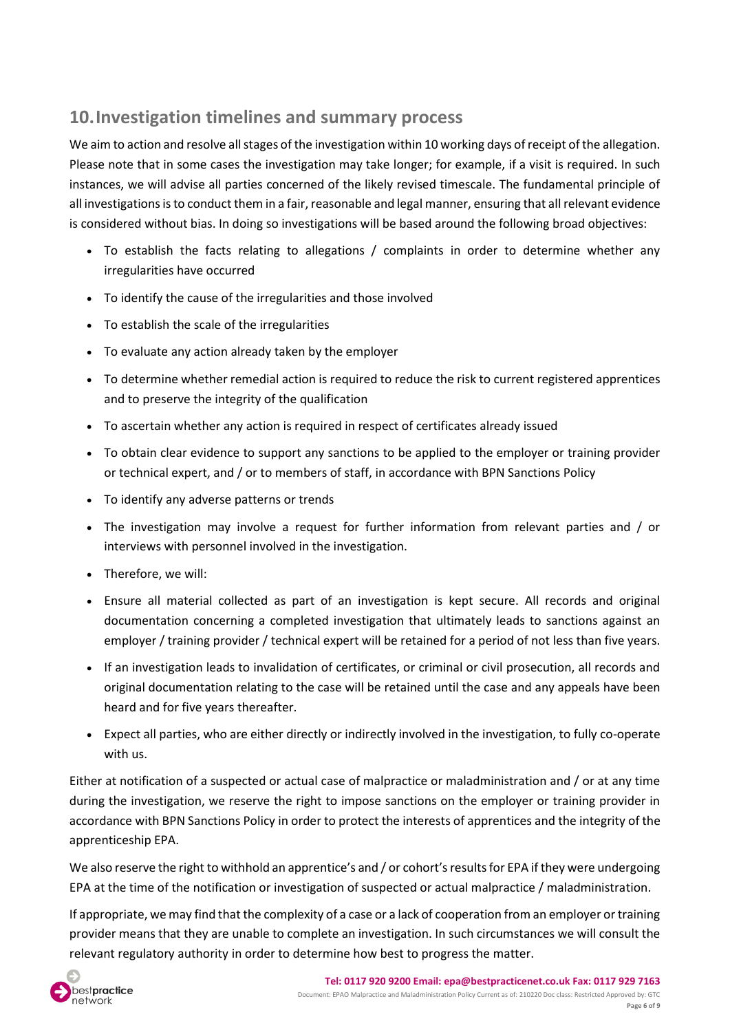## 10. Investigation timelines and summary process

We aim to action and resolve all stages of the investigation within 10 working days of receipt of the allegation. Please note that in some cases the investigation may take longer; for example, if a visit is required. In such instances, we will advise all parties concerned of the likely revised timescale. The fundamental principle of all investigations is to conduct them in a fair, reasonable and legal manner, ensuring that all relevant evidence is considered without bias. In doing so investigations will be based around the following broad objectives:

- To establish the facts relating to allegations / complaints in order to determine whether any irregularities have occurred
- To identify the cause of the irregularities and those involved
- To establish the scale of the irregularities
- To evaluate any action already taken by the employer
- To determine whether remedial action is required to reduce the risk to current registered apprentices and to preserve the integrity of the qualification
- To ascertain whether any action is required in respect of certificates already issued
- To obtain clear evidence to support any sanctions to be applied to the employer or training provider or technical expert, and / or to members of staff, in accordance with BPN Sanctions Policy
- To identify any adverse patterns or trends
- The investigation may involve a request for further information from relevant parties and / or interviews with personnel involved in the investigation.
- Therefore, we will:
- Ensure all material collected as part of an investigation is kept secure. All records and original documentation concerning a completed investigation that ultimately leads to sanctions against an employer / training provider / technical expert will be retained for a period of not less than five years.
- If an investigation leads to invalidation of certificates, or criminal or civil prosecution, all records and original documentation relating to the case will be retained until the case and any appeals have been heard and for five years thereafter.
- Expect all parties, who are either directly or indirectly involved in the investigation, to fully co-operate with us.

Either at notification of a suspected or actual case of malpractice or maladministration and / or at any time during the investigation, we reserve the right to impose sanctions on the employer or training provider in accordance with BPN Sanctions Policy in order to protect the interests of apprentices and the integrity of the apprenticeship EPA.

We also reserve the right to withhold an apprentice's and / or cohort's results for EPA if they were undergoing EPA at the time of the notification or investigation of suspected or actual malpractice / maladministration.

If appropriate, we may find that the complexity of a case or a lack of cooperation from an employer or training provider means that they are unable to complete an investigation. In such circumstances we will consult the relevant regulatory authority in order to determine how best to progress the matter.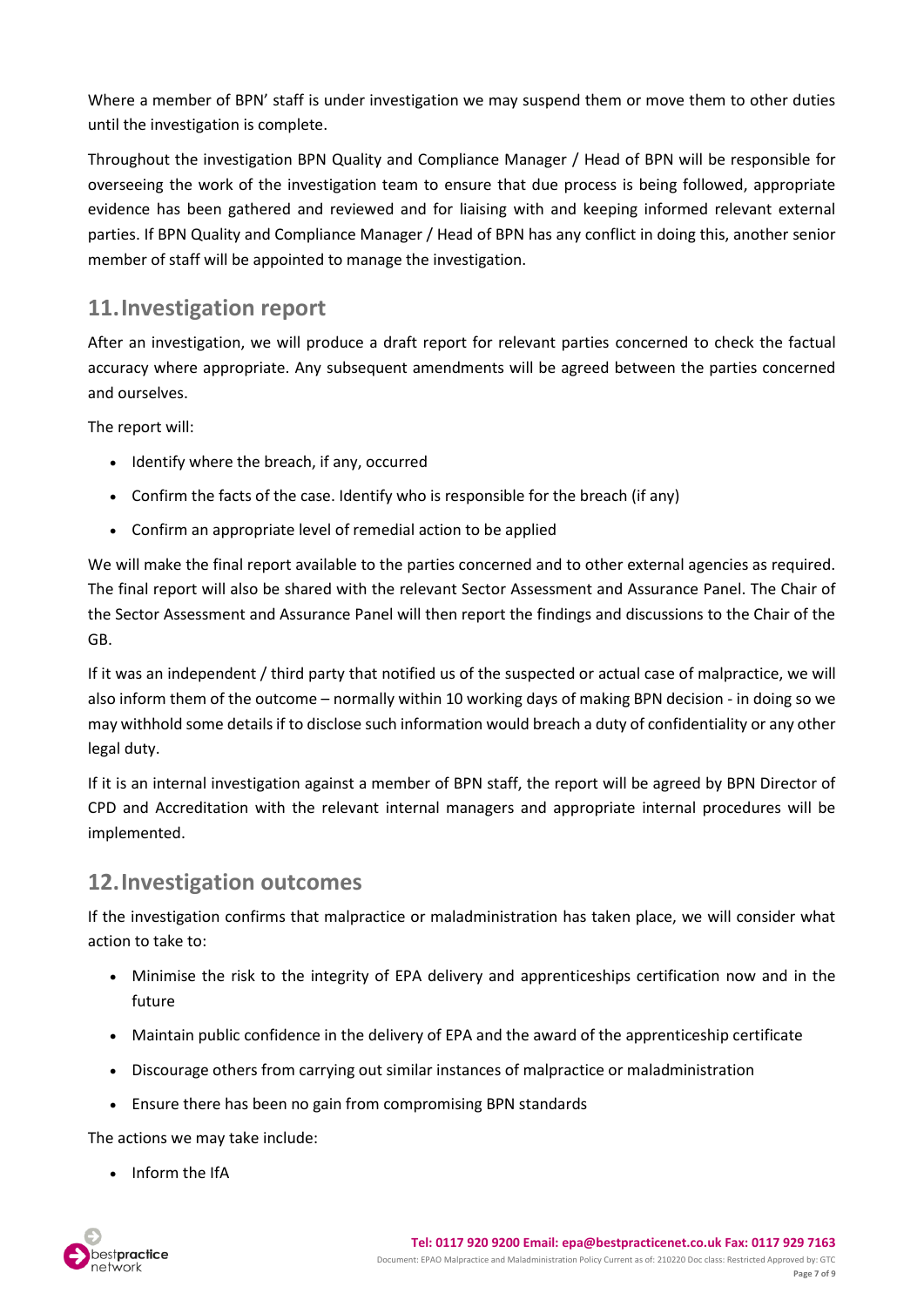Where a member of BPN' staff is under investigation we may suspend them or move them to other duties until the investigation is complete.

Throughout the investigation BPN Quality and Compliance Manager / Head of BPN will be responsible for overseeing the work of the investigation team to ensure that due process is being followed, appropriate evidence has been gathered and reviewed and for liaising with and keeping informed relevant external parties. If BPN Quality and Compliance Manager / Head of BPN has any conflict in doing this, another senior member of staff will be appointed to manage the investigation.

## 11. Investigation report

After an investigation, we will produce a draft report for relevant parties concerned to check the factual accuracy where appropriate. Any subsequent amendments will be agreed between the parties concerned and ourselves.

The report will:

- Identify where the breach, if any, occurred
- Confirm the facts of the case. Identify who is responsible for the breach (if any)
- Confirm an appropriate level of remedial action to be applied

We will make the final report available to the parties concerned and to other external agencies as required. The final report will also be shared with the relevant Sector Assessment and Assurance Panel. The Chair of the Sector Assessment and Assurance Panel will then report the findings and discussions to the Chair of the GB.

If it was an independent / third party that notified us of the suspected or actual case of malpractice, we will also inform them of the outcome – normally within 10 working days of making BPN decision - in doing so we may withhold some details if to disclose such information would breach a duty of confidentiality or any other legal duty.

If it is an internal investigation against a member of BPN staff, the report will be agreed by BPN Director of CPD and Accreditation with the relevant internal managers and appropriate internal procedures will be implemented.

## 12. Investigation outcomes

If the investigation confirms that malpractice or maladministration has taken place, we will consider what action to take to:

- Minimise the risk to the integrity of EPA delivery and apprenticeships certification now and in the future
- Maintain public confidence in the delivery of EPA and the award of the apprenticeship certificate
- Discourage others from carrying out similar instances of malpractice or maladministration
- Ensure there has been no gain from compromising BPN standards

The actions we may take include:

- Inform the IfA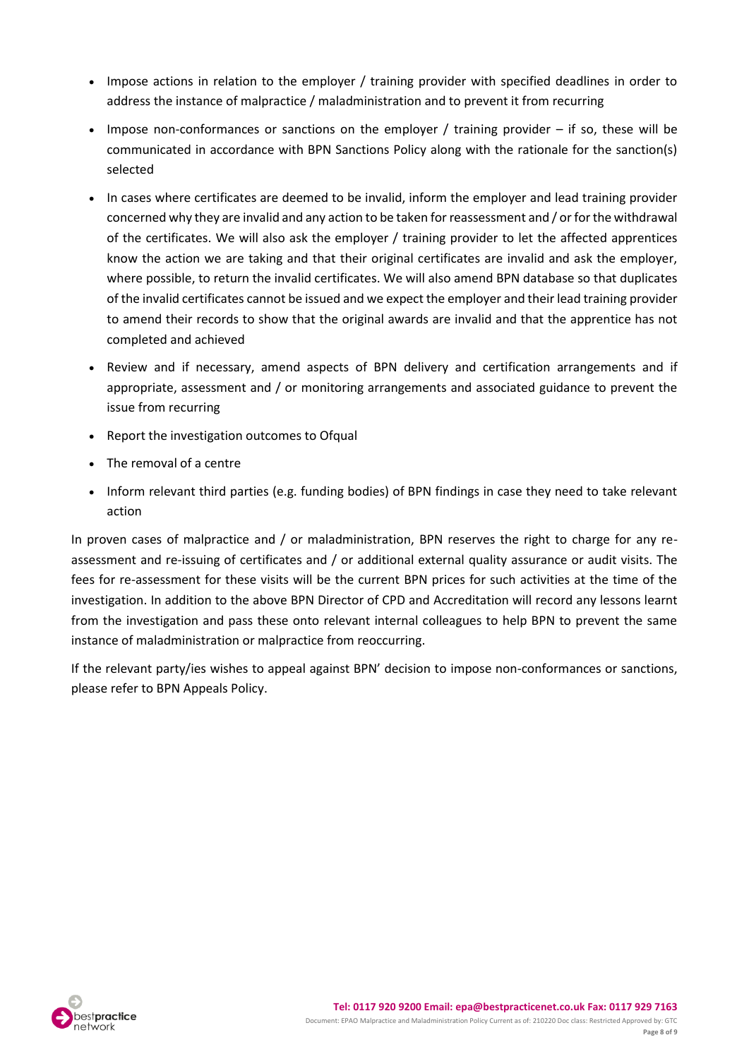- Impose actions in relation to the employer / training provider with specified deadlines in order to address the instance of malpractice / maladministration and to prevent it from recurring
- Impose non-conformances or sanctions on the employer / training provider – if so, these will be communicated in accordance with BPN Sanctions Policy along with the rationale for the sanction(s) selected
- In cases where certificates are deemed to be invalid, inform the employer and lead training provider concerned why they are invalid and any action to be taken for reassessment and / or for the withdrawal of the certificates. We will also ask the employer / training provider to let the affected apprentices know the action we are taking and that their original certificates are invalid and ask the employer, where possible, to return the invalid certificates. We will also amend BPN database so that duplicates of the invalid certificates cannot be issued and we expect the employer and their lead training provider to amend their records to show that the original awards are invalid and that the apprentice has not completed and achieved
- Review and if necessary, amend aspects of BPN delivery and certification arrangements and if appropriate, assessment and / or monitoring arrangements and associated guidance to prevent the issue from recurring
- Report the investigation outcomes to Ofqual
- The removal of a centre
- Inform relevant third parties (e.g. funding bodies) of BPN findings in case they need to take relevant action

In proven cases of malpractice and / or maladministration, BPN reserves the right to charge for any re-assessment and re-issuing of certificates and / or additional external quality assurance or audit visits. The fees for re-assessment for these visits will be the current BPN prices for such activities at the time of the investigation. In addition to the above BPN Director of CPD and Accreditation will record any lessons learnt from the investigation and pass these onto relevant internal colleagues to help BPN to prevent the same instance of maladministration or malpractice from reoccurring.

If the relevant party/ies wishes to appeal against BPN' decision to impose non-conformances or sanctions, please refer to BPN Appeals Policy.